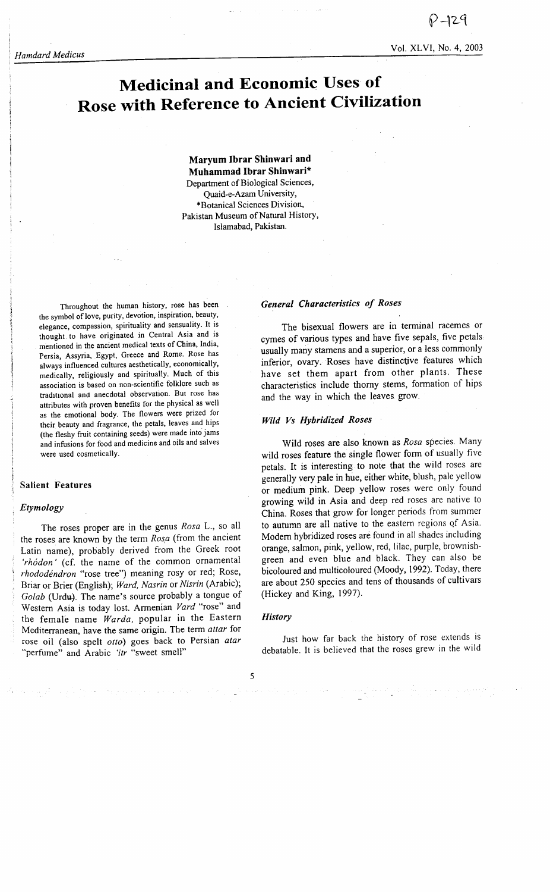# Medicinal and Economic Uses of Rose with Reference to Ancient Civilization

**Maryum Ibrar Shinwari and Muhammad Ibrar Shinwari***

Department of Biological Sciences,
Quaid-e-Azam University,
*Botanical Sciences Division,
Pakistan Museum of Natural History,
Islamabad, Pakistan.

Throughout the human history, rose has been the symbol of love, purity, devotion, inspiration, beauty, elegance, compassion, spirituality and sensuality. It is thought to have originated in Central Asia and is mentioned in the ancient medical texts of China, India, Persia, Assyria, Egypt, Greece and Rome. Rose has always influenced cultures aesthetically, economically, medically, religiously and spiritually. Much of this association is based on non-scientific folklore such as traditional and anecdotal observation. But rose has attributes with proven benefits for the physical as well as the emotional body. The flowers were prized for their beauty and fragrance, the petals, leaves and hips (the fleshy fruit containing seeds) were made into jams and infusions for food and medicine and oils and salves were used cosmetically.

## Salient Features

### Etymology

The roses proper are in the genus *Rosa* L., so all the roses are known by the term *Rosa* (from the ancient Latin name), probably derived from the Greek root *'rhódon'* (cf. the name of the common ornamental *rhododéndron* "rose tree") meaning rosy or red; Rose, Briar or Brier (English); *Ward, Nasrin* or *Nisrin* (Arabic); *Golab* (Urdu). The name's source probably a tongue of Western Asia is today lost. Armenian *Vard* "rose" and the female name *Warda,* popular in the Eastern Mediterranean, have the same origin. The term *attar* for rose oil (also spelt *otto*) goes back to Persian *atar* "perfume" and Arabic *'itr* "sweet smell"

### General Characteristics of Roses

The bisexual flowers are in terminal racemes or cymes of various types and have five sepals, five petals usually many stamens and a superior, or a less commonly inferior, ovary. Roses have distinctive features which have set them apart from other plants. These characteristics include thorny stems, formation of hips and the way in which the leaves grow.

### Wild Vs Hybridized Roses

Wild roses are also known as *Rosa* species. Many wild roses feature the single flower form of usually five petals. It is interesting to note that the wild roses are generally very pale in hue, either white, blush, pale yellow or medium pink. Deep yellow roses were only found growing wild in Asia and deep red roses are native to China. Roses that grow for longer periods from summer to autumn are all native to the eastern regions of Asia. Modern hybridized roses are found in all shades including orange, salmon, pink, yellow, red, lilac, purple, brownish-green and even blue and black. They can also be bicoloured and multicoloured (Moody, 1992). Today, there are about 250 species and tens of thousands of cultivars (Hickey and King, 1997).

### History

Just how far back the history of rose extends is debatable. It is believed that the roses grew in the wild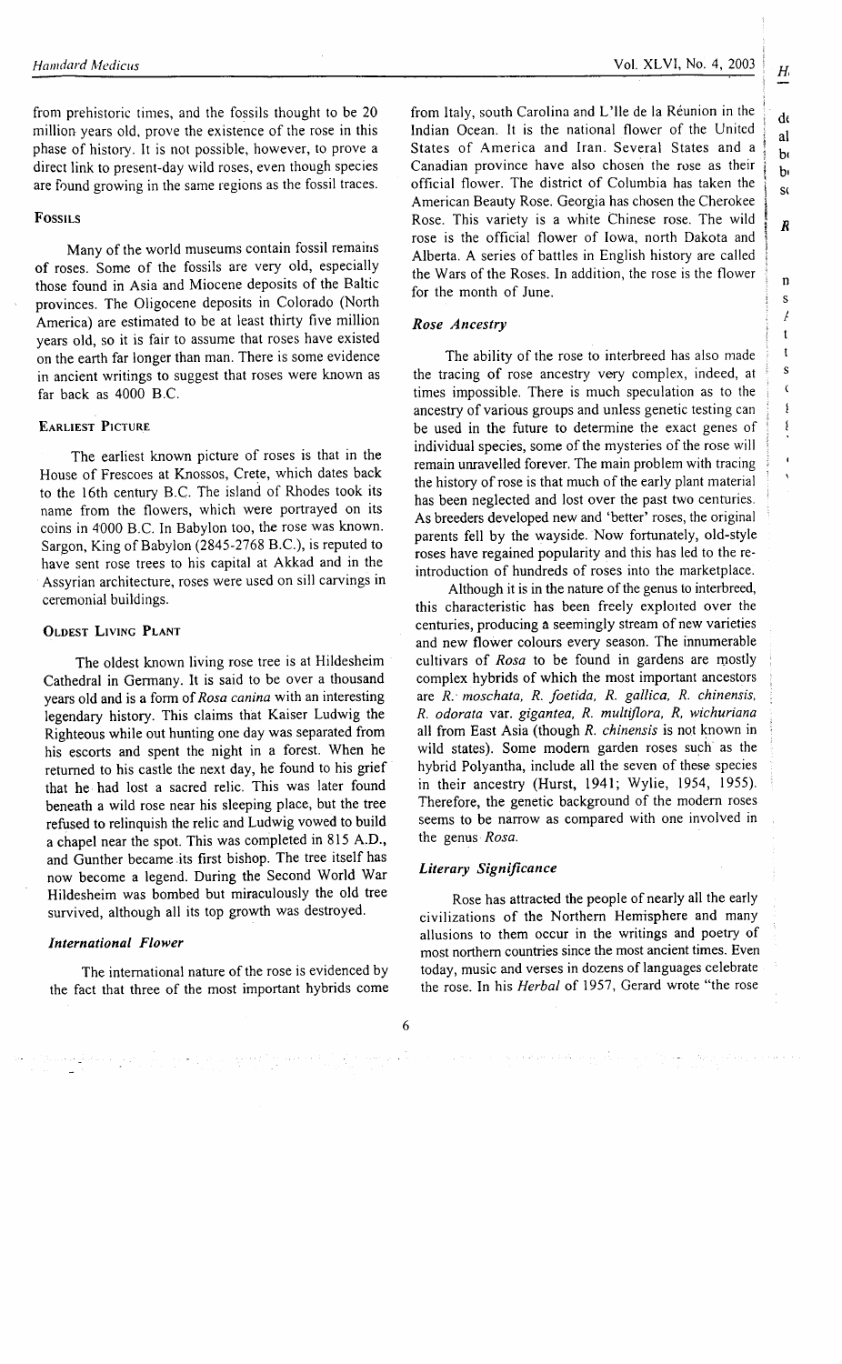from prehistoric times, and the fossils thought to be 20 million years old, prove the existence of the rose in this phase of history. It is not possible, however, to prove a direct link to present-day wild roses, even though species are found growing in the same regions as the fossil traces.

### Fossils

Many of the world museums contain fossil remains of roses. Some of the fossils are very old, especially those found in Asia and Miocene deposits of the Baltic provinces. The Oligocene deposits in Colorado (North America) are estimated to be at least thirty five million years old, so it is fair to assume that roses have existed on the earth far longer than man. There is some evidence in ancient writings to suggest that roses were known as far back as 4000 B.C.

### Earliest Picture

The earliest known picture of roses is that in the House of Frescoes at Knossos, Crete, which dates back to the 16th century B.C. The island of Rhodes took its name from the flowers, which were portrayed on its coins in 4000 B.C. In Babylon too, the rose was known. Sargon, King of Babylon (2845-2768 B.C.), is reputed to have sent rose trees to his capital at Akkad and in the Assyrian architecture, roses were used on sill carvings in ceremonial buildings.

### Oldest Living Plant

The oldest known living rose tree is at Hildesheim Cathedral in Germany. It is said to be over a thousand years old and is a form of *Rosa canina* with an interesting legendary history. This claims that Kaiser Ludwig the Righteous while out hunting one day was separated from his escorts and spent the night in a forest. When he returned to his castle the next day, he found to his grief that he had lost a sacred relic. This was later found beneath a wild rose near his sleeping place, but the tree refused to relinquish the relic and Ludwig vowed to build a chapel near the spot. This was completed in 815 A.D., and Gunther became its first bishop. The tree itself has now become a legend. During the Second World War Hildesheim was bombed but miraculously the old tree survived, although all its top growth was destroyed.

### *International Flower*

The international nature of the rose is evidenced by the fact that three of the most important hybrids come from Italy, south Carolina and L'Ile de la Réunion in the Indian Ocean. It is the national flower of the United States of America and Iran. Several States and a Canadian province have also chosen the rose as their official flower. The district of Columbia has taken the American Beauty Rose. Georgia has chosen the Cherokee Rose. This variety is a white Chinese rose. The wild rose is the official flower of Iowa, north Dakota and Alberta. A series of battles in English history are called the Wars of the Roses. In addition, the rose is the flower for the month of June.

### *Rose Ancestry*

The ability of the rose to interbreed has also made the tracing of rose ancestry very complex, indeed, at times impossible. There is much speculation as to the ancestry of various groups and unless genetic testing can be used in the future to determine the exact genes of individual species, some of the mysteries of the rose will remain unravelled forever. The main problem with tracing the history of rose is that much of the early plant material has been neglected and lost over the past two centuries. As breeders developed new and 'better' roses, the original parents fell by the wayside. Now fortunately, old-style roses have regained popularity and this has led to the re-introduction of hundreds of roses into the marketplace.

Although it is in the nature of the genus to interbreed, this characteristic has been freely exploited over the centuries, producing a seemingly stream of new varieties and new flower colours every season. The innumerable cultivars of *Rosa* to be found in gardens are mostly complex hybrids of which the most important ancestors are *R. moschata, R. foetida, R. gallica, R. chinensis, R. odorata* var. *gigantea, R. multiflora, R, wichuriana* all from East Asia (though *R. chinensis* is not known in wild states). Some modern garden roses such as the hybrid Polyantha, include all the seven of these species in their ancestry (Hurst, 1941; Wylie, 1954, 1955). Therefore, the genetic background of the modern roses seems to be narrow as compared with one involved in the genus *Rosa*.

### *Literary Significance*

Rose has attracted the people of nearly all the early civilizations of the Northern Hemisphere and many allusions to them occur in the writings and poetry of most northern countries since the most ancient times. Even today, music and verses in dozens of languages celebrate the rose. In his *Herbal* of 1957, Gerard wrote "the rose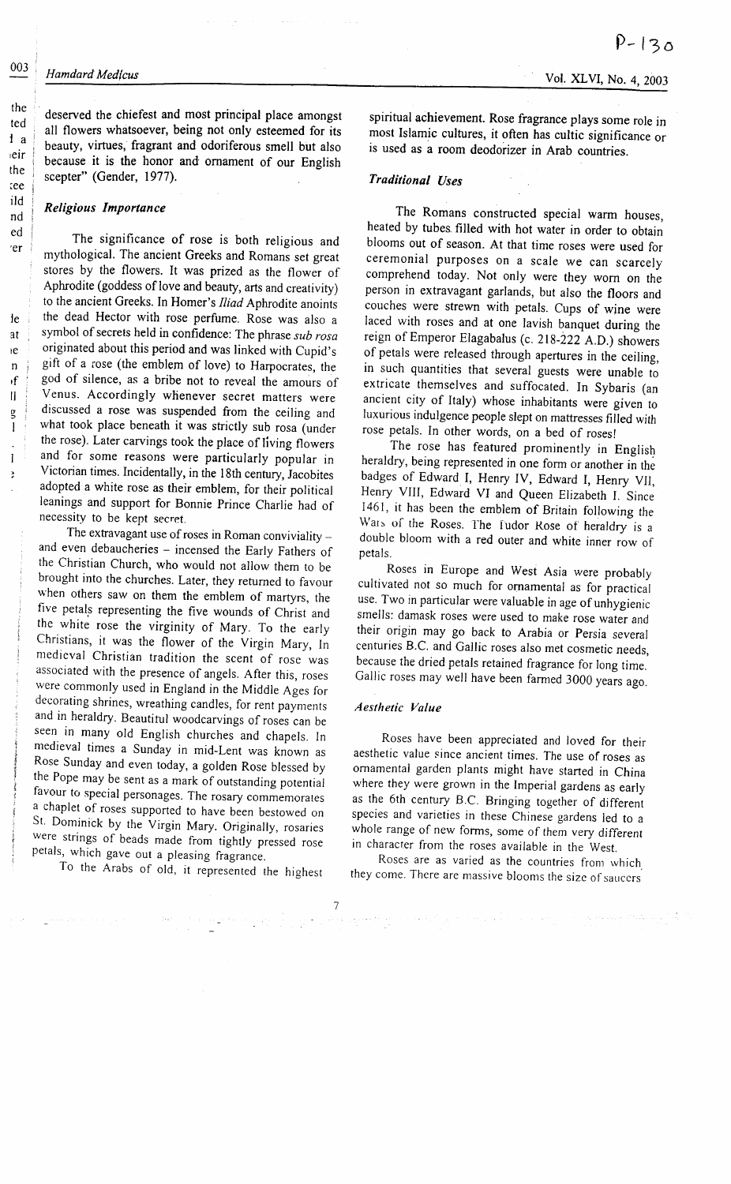deserved the chiefest and most principal place amongst all flowers whatsoever, being not only esteemed for its beauty, virtues, fragrant and odoriferous smell but also because it is the honor and ornament of our English scepter" (Gender, 1977).

### *Religious Importance*

The significance of rose is both religious and mythological. The ancient Greeks and Romans set great stores by the flowers. It was prized as the flower of Aphrodite (goddess of love and beauty, arts and creativity) to the ancient Greeks. In Homer's *Iliad* Aphrodite anoints the dead Hector with rose perfume. Rose was also a symbol of secrets held in confidence: The phrase *sub rosa* originated about this period and was linked with Cupid's gift of a rose (the emblem of love) to Harpocrates, the god of silence, as a bribe not to reveal the amours of Venus. Accordingly whenever secret matters were discussed a rose was suspended from the ceiling and what took place beneath it was strictly sub rosa (under the rose). Later carvings took the place of living flowers and for some reasons were particularly popular in Victorian times. Incidentally, in the 18th century, Jacobites adopted a white rose as their emblem, for their political leanings and support for Bonnie Prince Charlie had of necessity to be kept secret.

The extravagant use of roses in Roman conviviality – and even debaucheries – incensed the Early Fathers of the Christian Church, who would not allow them to be brought into the churches. Later, they returned to favour when others saw on them the emblem of martyrs, the five petals representing the five wounds of Christ and the white rose the virginity of Mary. To the early Christians, it was the flower of the Virgin Mary, In medieval Christian tradition the scent of rose was associated with the presence of angels. After this, roses were commonly used in England in the Middle Ages for decorating shrines, wreathing candles, for rent payments and in heraldry. Beautiful woodcarvings of roses can be seen in many old English churches and chapels. In medieval times a Sunday in mid-Lent was known as Rose Sunday and even today, a golden Rose blessed by the Pope may be sent as a mark of outstanding potential favour to special personages. The rosary commemorates a chaplet of roses supported to have been bestowed on St. Dominick by the Virgin Mary. Originally, rosaries were strings of beads made from tightly pressed rose petals, which gave out a pleasing fragrance.

To the Arabs of old, it represented the highest spiritual achievement. Rose fragrance plays some role in most Islamic cultures, it often has cultic significance or is used as a room deodorizer in Arab countries.

### *Traditional Uses*

The Romans constructed special warm houses, heated by tubes filled with hot water in order to obtain blooms out of season. At that time roses were used for ceremonial purposes on a scale we can scarcely comprehend today. Not only were they worn on the person in extravagant garlands, but also the floors and couches were strewn with petals. Cups of wine were laced with roses and at one lavish banquet during the reign of Emperor Elagabalus (c. 218-222 A.D.) showers of petals were released through apertures in the ceiling, in such quantities that several guests were unable to extricate themselves and suffocated. In Sybaris (an ancient city of Italy) whose inhabitants were given to luxurious indulgence people slept on mattresses filled with rose petals. In other words, on a bed of roses!

The rose has featured prominently in English heraldry, being represented in one form or another in the badges of Edward I, Henry IV, Edward I, Henry VII, Henry VIII, Edward VI and Queen Elizabeth I. Since 1461, it has been the emblem of Britain following the Wars of the Roses. The Tudor Rose of heraldry is a double bloom with a red outer and white inner row of petals.

Roses in Europe and West Asia were probably cultivated not so much for ornamental as for practical use. Two in particular were valuable in age of unhygienic smells: damask roses were used to make rose water and their origin may go back to Arabia or Persia several centuries B.C. and Gallic roses also met cosmetic needs, because the dried petals retained fragrance for long time. Gallic roses may well have been farmed 3000 years ago.

### *Aesthetic Value*

Roses have been appreciated and loved for their aesthetic value since ancient times. The use of roses as ornamental garden plants might have started in China where they were grown in the Imperial gardens as early as the 6th century B.C. Bringing together of different species and varieties in these Chinese gardens led to a whole range of new forms, some of them very different in character from the roses available in the West.

Roses are as varied as the countries from which they come. There are massive blooms the size of saucers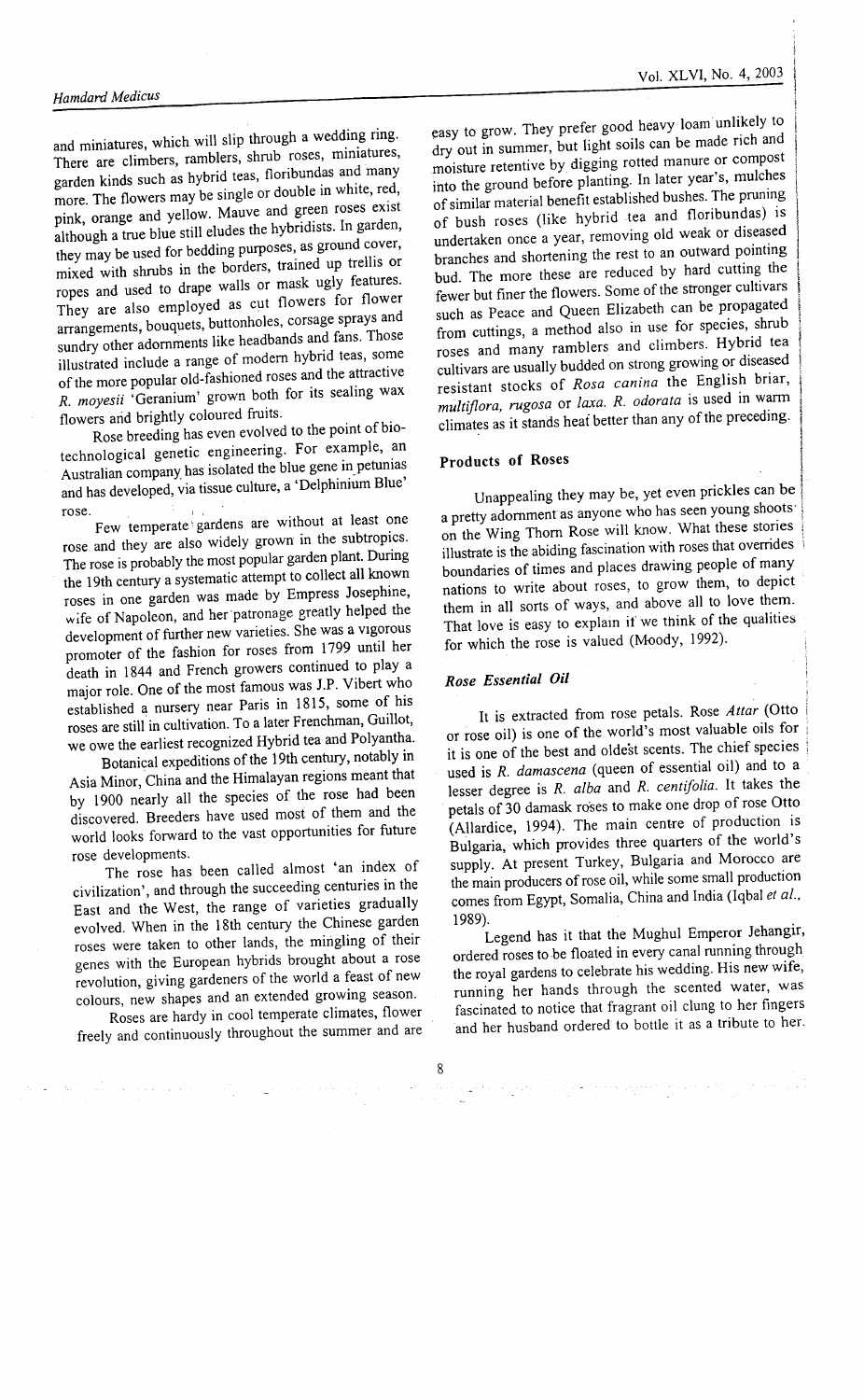and miniatures, which will slip through a wedding ring. There are climbers, ramblers, shrub roses, miniatures, garden kinds such as hybrid teas, floribundas and many more. The flowers may be single or double in white, red, pink, orange and yellow. Mauve and green roses exist although a true blue still eludes the hybridists. In garden, they may be used for bedding purposes, as ground cover, mixed with shrubs in the borders, trained up trellis or ropes and used to drape walls or mask ugly features. They are also employed as cut flowers for flower arrangements, bouquets, buttonholes, corsage sprays and sundry other adornments like headbands and fans. Those illustrated include a range of modern hybrid teas, some of the more popular old-fashioned roses and the attractive *R. moyesii* 'Geranium' grown both for its sealing wax flowers and brightly coloured fruits.

Rose breeding has even evolved to the point of bio-technological genetic engineering. For example, an Australian company has isolated the blue gene in petunias and has developed, via tissue culture, a 'Delphinium Blue' rose.

Few temperate gardens are without at least one rose and they are also widely grown in the subtropics. The rose is probably the most popular garden plant. During the 19th century a systematic attempt to collect all known roses in one garden was made by Empress Josephine, wife of Napoleon, and her patronage greatly helped the development of further new varieties. She was a vigorous promoter of the fashion for roses from 1799 until her death in 1844 and French growers continued to play a major role. One of the most famous was J.P. Vibert who established a nursery near Paris in 1815, some of his roses are still in cultivation. To a later Frenchman, Guillot, we owe the earliest recognized Hybrid tea and Polyantha.

Botanical expeditions of the 19th century, notably in Asia Minor, China and the Himalayan regions meant that by 1900 nearly all the species of the rose had been discovered. Breeders have used most of them and the world looks forward to the vast opportunities for future rose developments.

The rose has been called almost 'an index of civilization', and through the succeeding centuries in the East and the West, the range of varieties gradually evolved. When in the 18th century the Chinese garden roses were taken to other lands, the mingling of their genes with the European hybrids brought about a rose revolution, giving gardeners of the world a feast of new colours, new shapes and an extended growing season.

Roses are hardy in cool temperate climates, flower freely and continuously throughout the summer and are easy to grow. They prefer good heavy loam unlikely to dry out in summer, but light soils can be made rich and moisture retentive by digging rotted manure or compost into the ground before planting. In later year's, mulches of similar material benefit established bushes. The pruning of bush roses (like hybrid tea and floribundas) is undertaken once a year, removing old weak or diseased branches and shortening the rest to an outward pointing bud. The more these are reduced by hard cutting the fewer but finer the flowers. Some of the stronger cultivars such as Peace and Queen Elizabeth can be propagated from cuttings, a method also in use for species, shrub roses and many ramblers and climbers. Hybrid tea cultivars are usually budded on strong growing or diseased resistant stocks of *Rosa canina* the English briar, *multiflora, rugosa* or *laxa*. *R. odorata* is used in warm climates as it stands heat better than any of the preceding.

## Products of Roses

Unappealing they may be, yet even prickles can be a pretty adornment as anyone who has seen young shoots on the Wing Thorn Rose will know. What these stories illustrate is the abiding fascination with roses that overrides boundaries of times and places drawing people of many nations to write about roses, to grow them, to depict them in all sorts of ways, and above all to love them. That love is easy to explain if we think of the qualities for which the rose is valued (Moody, 1992).

### *Rose Essential Oil*

It is extracted from rose petals. Rose *Attar* (Otto or rose oil) is one of the world's most valuable oils for it is one of the best and oldest scents. The chief species used is *R. damascena* (queen of essential oil) and to a lesser degree is *R. alba* and *R. centifolia*. It takes the petals of 30 damask roses to make one drop of rose Otto (Allardice, 1994). The main centre of production is Bulgaria, which provides three quarters of the world's supply. At present Turkey, Bulgaria and Morocco are the main producers of rose oil, while some small production comes from Egypt, Somalia, China and India (Iqbal *et al.*, 1989).

Legend has it that the Mughul Emperor Jehangir, ordered roses to be floated in every canal running through the royal gardens to celebrate his wedding. His new wife, running her hands through the scented water, was fascinated to notice that fragrant oil clung to her fingers and her husband ordered to bottle it as a tribute to her.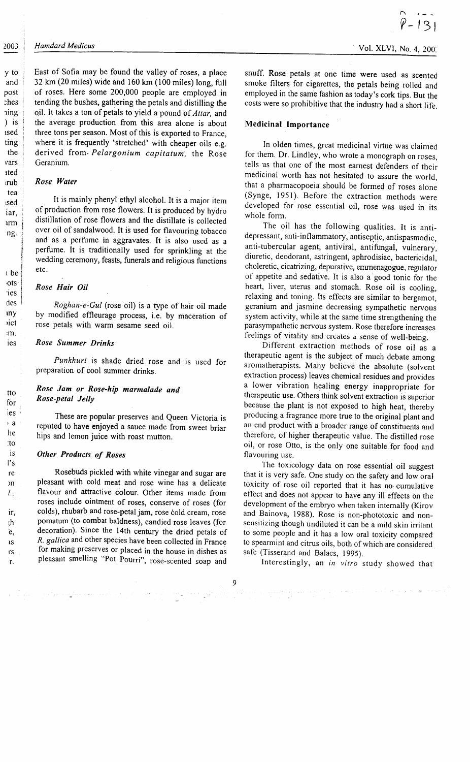East of Sofia may be found the valley of roses, a place 32 km (20 miles) wide and 160 km (100 miles) long, full of roses. Here some 200,000 people are employed in tending the bushes, gathering the petals and distilling the oil. It takes a ton of petals to yield a pound of *Attar,* and the average production from this area alone is about three tons per season. Most of this is exported to France, where it is frequently 'stretched' with cheaper oils e.g. derived from *Pelargonium capitatum,* the Rose Geranium.

### *Rose Water*

It is mainly phenyl ethyl alcohol. It is a major item of production from rose flowers. It is produced by hydro distillation of rose flowers and the distillate is collected over oil of sandalwood. It is used for flavouring tobacco and as a perfume in aggravates. It is also used as a perfume. It is traditionally used for sprinkling at the wedding ceremony, feasts, funerals and religious functions etc.

### *Rose Hair Oil*

*Roghan-e-Gul* (rose oil) is a type of hair oil made by modified effleurage process, i.e. by maceration of rose petals with warm sesame seed oil.

### *Rose Summer Drinks*

*Punkhuri* is shade dried rose and is used for preparation of cool summer drinks.

### *Rose Jam or Rose-hip marmalade and Rose-petal Jelly*

These are popular preserves and Queen Victoria is reputed to have enjoyed a sauce made from sweet briar hips and lemon juice with roast mutton.

### *Other Products of Roses*

Rosebuds pickled with white vinegar and sugar are pleasant with cold meat and rose wine has a delicate flavour and attractive colour. Other items made from roses include ointment of roses, conserve of roses (for colds), rhubarb and rose-petal jam, rose cold cream, rose pomatum (to combat baldness), candied rose leaves (for decoration). Since the 14th century the dried petals of *R. gallica* and other species have been collected in France for making preserves or placed in the house in dishes as pleasant smelling "Pot Pourri", rose-scented soap and snuff. Rose petals at one time were used as scented smoke filters for cigarettes, the petals being rolled and employed in the same fashion as today's cork tips. But the costs were so prohibitive that the industry had a short life.

## Medicinal Importance

In olden times, great medicinal virtue was claimed for them. Dr. Lindley, who wrote a monograph on roses, tells us that one of the most earnest defenders of their medicinal worth has not hesitated to assure the world, that a pharmacopoeia should be formed of roses alone (Synge, 1951). Before the extraction methods were developed for rose essential oil, rose was used in its whole form.

The oil has the following qualities. It is anti-depressant, anti-inflammatory, antiseptic, antispasmodic, anti-tubercular agent, antiviral, antifungal, vulnerary, diuretic, deodorant, astringent, aphrodisiac, bactericidal, choleretic, cicatrizing, depurative, emmenagogue, regulator of appetite and sedative. It is also a good tonic for the heart, liver, uterus and stomach. Rose oil is cooling, relaxing and toning. Its effects are similar to bergamot, geranium and jasmine decreasing sympathetic nervous system activity, while at the same time strengthening the parasympathetic nervous system. Rose therefore increases feelings of vitality and creates a sense of well-being.

Different extraction methods of rose oil as a therapeutic agent is the subject of much debate among aromatherapists. Many believe the absolute (solvent extraction process) leaves chemical residues and provides a lower vibration healing energy inappropriate for therapeutic use. Others think solvent extraction is superior because the plant is not exposed to high heat, thereby producing a fragrance more true to the original plant and an end product with a broader range of constituents and therefore, of higher therapeutic value. The distilled rose oil, or rose Otto, is the only one suitable for food and flavouring use.

The toxicology data on rose essential oil suggest that it is very safe. One study on the safety and low oral toxicity of rose oil reported that it has no cumulative effect and does not appear to have any ill effects on the development of the embryo when taken internally (Kirov and Bainova, 1988). Rose is non-phototoxic and non-sensitizing though undiluted it can be a mild skin irritant to some people and it has a low oral toxicity compared to spearmint and citrus oils, both of which are considered safe (Tisserand and Balacs, 1995).

Interestingly, an *in vitro* study showed that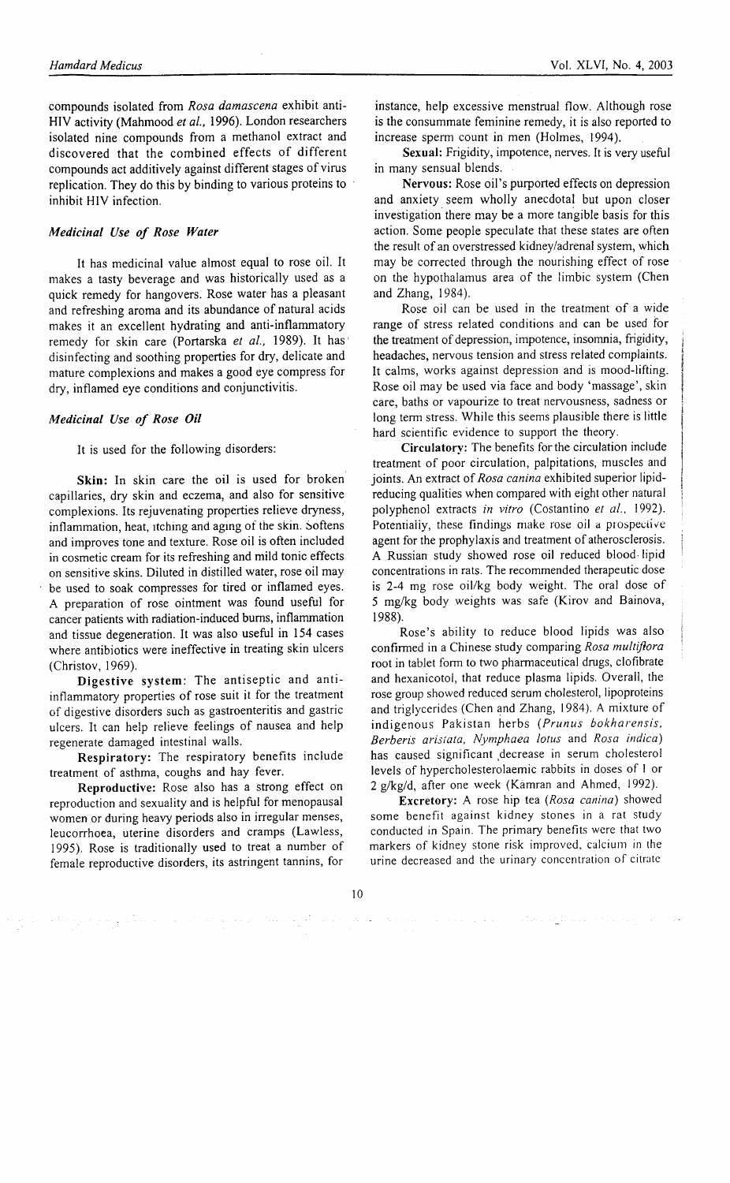compounds isolated from *Rosa damascena* exhibit anti-HIV activity (Mahmood *et al.*, 1996). London researchers isolated nine compounds from a methanol extract and discovered that the combined effects of different compounds act additively against different stages of virus replication. They do this by binding to various proteins to inhibit HIV infection.

### *Medicinal Use of Rose Water*

It has medicinal value almost equal to rose oil. It makes a tasty beverage and was historically used as a quick remedy for hangovers. Rose water has a pleasant and refreshing aroma and its abundance of natural acids makes it an excellent hydrating and anti-inflammatory remedy for skin care (Portarska *et al.*, 1989). It has disinfecting and soothing properties for dry, delicate and mature complexions and makes a good eye compress for dry, inflamed eye conditions and conjunctivitis.

### *Medicinal Use of Rose Oil*

It is used for the following disorders:

**Skin:** In skin care the oil is used for broken capillaries, dry skin and eczema, and also for sensitive complexions. Its rejuvenating properties relieve dryness, inflammation, heat, itching and aging of the skin. Softens and improves tone and texture. Rose oil is often included in cosmetic cream for its refreshing and mild tonic effects on sensitive skins. Diluted in distilled water, rose oil may be used to soak compresses for tired or inflamed eyes. A preparation of rose ointment was found useful for cancer patients with radiation-induced burns, inflammation and tissue degeneration. It was also useful in 154 cases where antibiotics were ineffective in treating skin ulcers (Christov, 1969).

**Digestive system:** The antiseptic and anti-inflammatory properties of rose suit it for the treatment of digestive disorders such as gastroenteritis and gastric ulcers. It can help relieve feelings of nausea and help regenerate damaged intestinal walls.

**Respiratory:** The respiratory benefits include treatment of asthma, coughs and hay fever.

**Reproductive:** Rose also has a strong effect on reproduction and sexuality and is helpful for menopausal women or during heavy periods also in irregular menses, leucorrhoea, uterine disorders and cramps (Lawless, 1995). Rose is traditionally used to treat a number of female reproductive disorders, its astringent tannins, for instance, help excessive menstrual flow. Although rose is the consummate feminine remedy, it is also reported to increase sperm count in men (Holmes, 1994).

**Sexual:** Frigidity, impotence, nerves. It is very useful in many sensual blends.

**Nervous:** Rose oil's purported effects on depression and anxiety seem wholly anecdotal but upon closer investigation there may be a more tangible basis for this action. Some people speculate that these states are often the result of an overstressed kidney/adrenal system, which may be corrected through the nourishing effect of rose on the hypothalamus area of the limbic system (Chen and Zhang, 1984).

Rose oil can be used in the treatment of a wide range of stress related conditions and can be used for the treatment of depression, impotence, insomnia, frigidity, headaches, nervous tension and stress related complaints. It calms, works against depression and is mood-lifting. Rose oil may be used via face and body 'massage', skin care, baths or vapourize to treat nervousness, sadness or long term stress. While this seems plausible there is little hard scientific evidence to support the theory.

**Circulatory:** The benefits for the circulation include treatment of poor circulation, palpitations, muscles and joints. An extract of *Rosa canina* exhibited superior lipid-reducing qualities when compared with eight other natural polyphenol extracts *in vitro* (Costantino *et al.*, 1992). Potentially, these findings make rose oil a prospective agent for the prophylaxis and treatment of atherosclerosis. A Russian study showed rose oil reduced blood lipid concentrations in rats. The recommended therapeutic dose is 2-4 mg rose oil/kg body weight. The oral dose of 5 mg/kg body weights was safe (Kirov and Bainova, 1988).

Rose's ability to reduce blood lipids was also confirmed in a Chinese study comparing *Rosa multiflora* root in tablet form to two pharmaceutical drugs, clofibrate and hexanicotol, that reduce plasma lipids. Overall, the rose group showed reduced serum cholesterol, lipoproteins and triglycerides (Chen and Zhang, 1984). A mixture of indigenous Pakistan herbs (*Prunus bokharensis, Berberis aristata, Nymphaea lotus* and *Rosa indica*) has caused significant decrease in serum cholesterol levels of hypercholesterolaemic rabbits in doses of 1 or 2 g/kg/d, after one week (Kamran and Ahmed, 1992).

**Excretory:** A rose hip tea (*Rosa canina*) showed some benefit against kidney stones in a rat study conducted in Spain. The primary benefits were that two markers of kidney stone risk improved, calcium in the urine decreased and the urinary concentration of citrate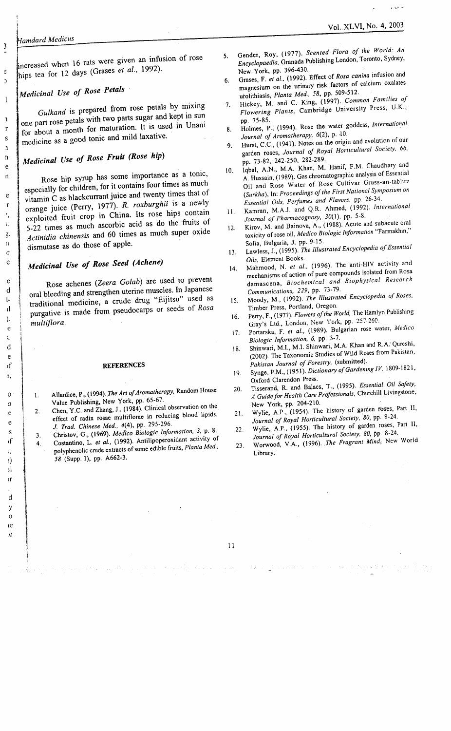increased when 16 rats were given an infusion of rose hips tea for 12 days (Grases *et al.*, 1992).

### *Medicinal Use of Rose Petals*

*Gulkand* is prepared from rose petals by mixing one part rose petals with two parts sugar and kept in sun for about a month for maturation. It is used in Unani medicine as a good tonic and mild laxative.

### *Medicinal Use of Rose Fruit (Rose hip)*

Rose hip syrup has some importance as a tonic, especially for children, for it contains four times as much vitamin C as blackcurrant juice and twenty times that of orange juice (Perry, 1977). *R. roxburghii* is a newly exploited fruit crop in China. Its rose hips contain 5-22 times as much ascorbic acid as do the fruits of *Actinidia chinensis* and 60 times as much super oxide dismutase as do those of apple.

### *Medicinal Use of Rose Seed (Achene)*

Rose achenes (*Zeera Golab*) are used to prevent oral bleeding and strengthen uterine muscles. In Japanese traditional medicine, a crude drug "Eijitsu" used as purgative is made from pseudocarps or seeds of *Rosa multiflora*.

## REFERENCES

1. Allardice, P., (1994). *The Art of Aromatherapy,* Random House Value Publishing, New York, pp. 65-67.
2. Chen, Y.C. and Zhang, J., (1984). Clinical observation on the effect of radix rosae multiflorae in reducing blood lipids, *J. Trad. Chinese Med., 4*(4), pp. 295-296.
3. Christov, G., (1969). *Medico Biologic Information, 3,* p. 8.
4. Costantino, L. *et al.,* (1992). Antilipoperoxidant activity of polyphenolic crude extracts of some edible fruits, *Planta Med., 58* (Supp. 1), pp. A662-3.
5. Gender, Roy, (1977). *Scented Flora of the World: An Encyclopaedia,* Granada Publishing London, Toronto, Sydney, New York, pp. 396-430.
6. Grases, F. *et al.,* (1992). Effect of *Rosa canina* infusion and magnesium on the urinary risk factors of calcium oxalates urolithiasis, *Planta Med., 58,* pp. 509-512.
7. Hickey, M. and C. King, (1997). *Common Families of Flowering Plants,* Cambridge University Press, U.K., pp. 75-85.
8. Holmes, P., (1994). Rose the water goddess, *International Journal of Aromatherapy, 6*(2), p. 10.
9. Hurst, C.C., (1941). Notes on the origin and evolution of our garden roses, *Journal of Royal Horticultural Society, 66,* pp. 73-82, 242-250, 282-289.
10. Iqbal, A.N., M.A. Khan, M. Hanif, F.M. Chaudhary and A. Hussain, (1989). Gas chromatographic analysis of Essential Oil and Rose Water of Rose Cultivar Gruss-an-tablitz (*Surkha*), In: *Proceedings of the First National Symposium on Essential Oils, Perfumes and Flavors,* pp. 26-34.
11. Kamran, M.A.J. and Q.R. Ahmed, (1992). *International Journal of Pharmacognosy, 30*(1), pp. 5-8.
12. Kirov, M. and Bainova, A., (1988). Acute and subacute oral toxicity of rose oil, *Medico Biologic Information* "Farmakhin," Sofia, Bulgaria, *3,* pp. 9-15.
13. Lawless, J., (1995). *The Illustrated Encyclopedia of Essential Oils,* Element Books.
14. Mahmood, N. *et al.,* (1996). The anti-HIV activity and mechanisms of action of pure compounds isolated from Rosa damascena, *Biochemical and Biophysical Research Communications, 229,* pp. 73-79.
15. Moody, M., (1992). *The Illustrated Encyclopedia of Roses,* Timber Press, Portland, Oregon.
16. Perry, F., (1977). *Flowers of the World,* The Hamlyn Publishing Gray's Ltd., London, New York, pp. 257-260.
17. Portarska, F. *et al.,* (1989). Bulgarian rose water, *Medico Biologic Information, 6,* pp. 3-7.
18. Shinwari, M.I., M.I. Shinwari, M.A. Khan and R.A. Qureshi, (2002). The Taxonomic Studies of Wild Roses from Pakistan, *Pakistan Journal of Forestry,* (submitted).
19. Synge, P.M., (1951). *Dictionary of Gardening IV,* 1809-1821, Oxford Clarendon Press.
20. Tisserand, R. and Balacs, T., (1995). *Essential Oil Safety, A Guide for Health Care Professionals,* Churchill Livingstone, New York, pp. 204-210.
21. Wylie, A.P., (1954). The history of garden roses, Part II, *Journal of Royal Horticultural Society, 80,* pp. 8-24.
22. Wylie, A.P., (1955). The history of garden roses, Part II, *Journal of Royal Horticultural Society, 80,* pp. 8-24.
23. Worwood, V.A., (1996). *The Fragrant Mind,* New World Library.